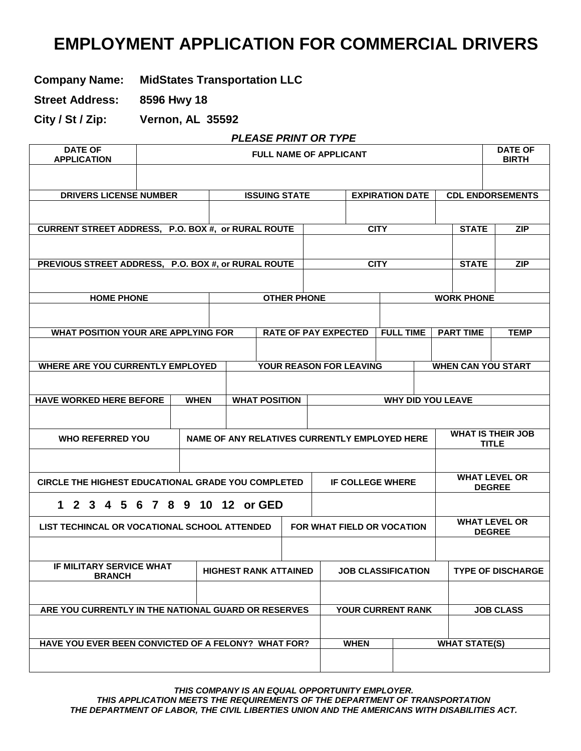# EMPLOYMENT APPLICATION FOR COMMERCIAL DRIVERS

**Company Name:** MidStates Transportation LLC

**Street Address:** 8596 Hwy 18

**City / St / Zip:** Vernon, AL 35592

***PLEASE PRINT OR TYPE***

| DATE OF APPLICATION | FULL NAME OF APPLICANT | DATE OF BIRTH |
|---|---|---|
| | | |

| DRIVERS LICENSE NUMBER | ISSUING STATE | EXPIRATION DATE | CDL ENDORSEMENTS |
|---|---|---|---|
| | | | |

| CURRENT STREET ADDRESS, P.O. BOX #, or RURAL ROUTE | CITY | STATE | ZIP |
|---|---|---|---|
| | | | |

| PREVIOUS STREET ADDRESS, P.O. BOX #, or RURAL ROUTE | CITY | STATE | ZIP |
|---|---|---|---|
| | | | |

| HOME PHONE | OTHER PHONE | WORK PHONE |
|---|---|---|
| | | |

| WHAT POSITION YOUR ARE APPLYING FOR | RATE OF PAY EXPECTED | FULL TIME | PART TIME | TEMP |
|---|---|---|---|---|
| | | | | |

| WHERE ARE YOU CURRENTLY EMPLOYED | YOUR REASON FOR LEAVING | WHEN CAN YOU START |
|---|---|---|
| | | |

| HAVE WORKED HERE BEFORE | WHEN | WHAT POSITION | WHY DID YOU LEAVE |
|---|---|---|---|
| | | | |

| WHO REFERRED YOU | NAME OF ANY RELATIVES CURRENTLY EMPLOYED HERE | WHAT IS THEIR JOB TITLE |
|---|---|---|
| | | |

| CIRCLE THE HIGHEST EDUCATIONAL GRADE YOU COMPLETED | IF COLLEGE WHERE | WHAT LEVEL OR DEGREE |
|---|---|---|
| **1 2 3 4 5 6 7 8 9 10 12 or GED** | | |

| LIST TECHINCAL OR VOCATIONAL SCHOOL ATTENDED | FOR WHAT FIELD OR VOCATION | WHAT LEVEL OR DEGREE |
|---|---|---|
| | | |

| IF MILITARY SERVICE WHAT BRANCH | HIGHEST RANK ATTAINED | JOB CLASSIFICATION | TYPE OF DISCHARGE |
|---|---|---|---|
| | | | |

| ARE YOU CURRENTLY IN THE NATIONAL GUARD OR RESERVES | YOUR CURRENT RANK | JOB CLASS |
|---|---|---|
| | | |

| HAVE YOU EVER BEEN CONVICTED OF A FELONY? WHAT FOR? | WHEN | WHAT STATE(S) |
|---|---|---|
| | | |

***THIS COMPANY IS AN EQUAL OPPORTUNITY EMPLOYER.***
***THIS APPLICATION MEETS THE REQUIREMENTS OF THE DEPARTMENT OF TRANSPORTATION***
***THE DEPARTMENT OF LABOR, THE CIVIL LIBERTIES UNION AND THE AMERICANS WITH DISABILITIES ACT.***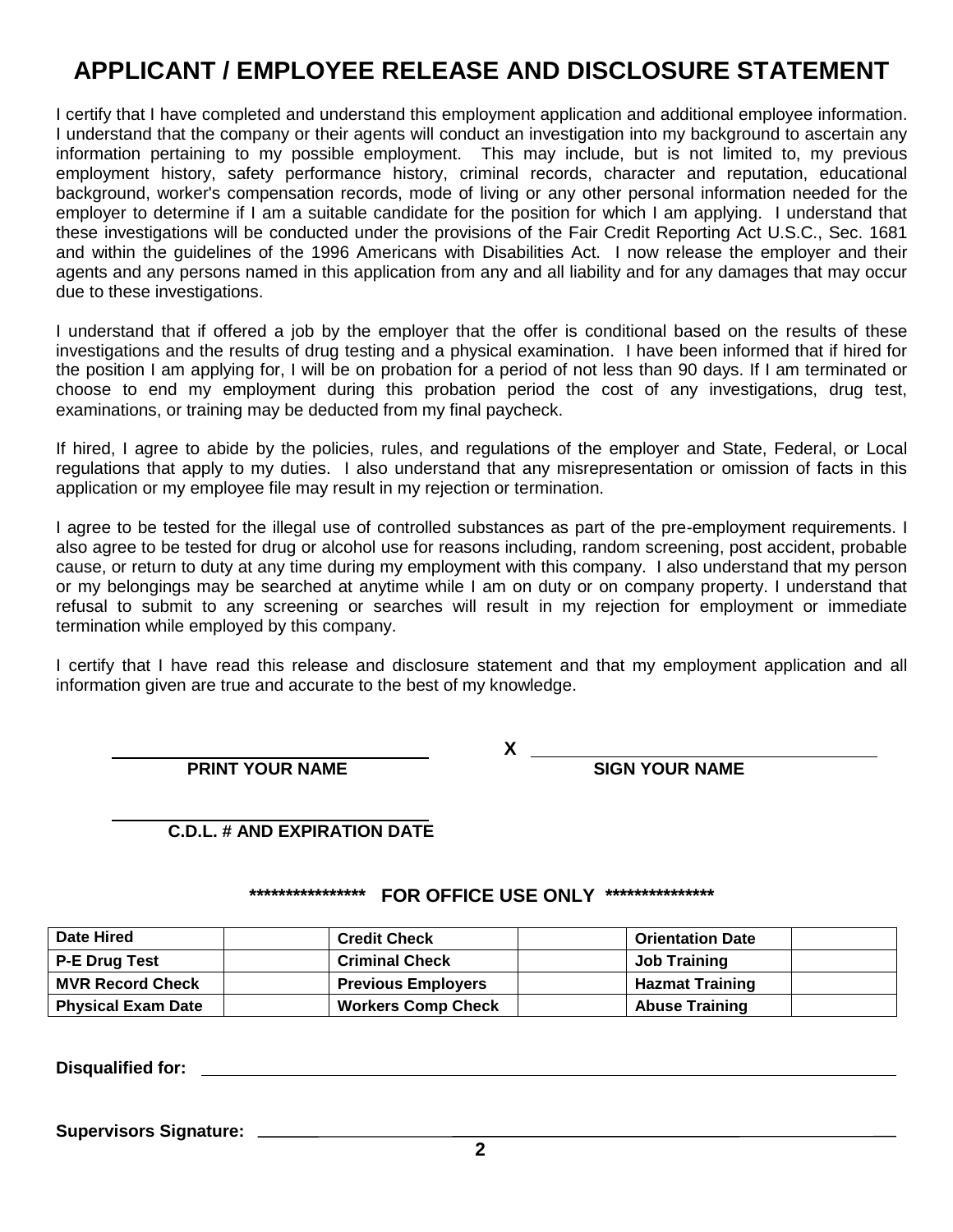# APPLICANT / EMPLOYEE RELEASE AND DISCLOSURE STATEMENT

I certify that I have completed and understand this employment application and additional employee information. I understand that the company or their agents will conduct an investigation into my background to ascertain any information pertaining to my possible employment. This may include, but is not limited to, my previous employment history, safety performance history, criminal records, character and reputation, educational background, worker's compensation records, mode of living or any other personal information needed for the employer to determine if I am a suitable candidate for the position for which I am applying. I understand that these investigations will be conducted under the provisions of the Fair Credit Reporting Act U.S.C., Sec. 1681 and within the guidelines of the 1996 Americans with Disabilities Act. I now release the employer and their agents and any persons named in this application from any and all liability and for any damages that may occur due to these investigations.

I understand that if offered a job by the employer that the offer is conditional based on the results of these investigations and the results of drug testing and a physical examination. I have been informed that if hired for the position I am applying for, I will be on probation for a period of not less than 90 days. If I am terminated or choose to end my employment during this probation period the cost of any investigations, drug test, examinations, or training may be deducted from my final paycheck.

If hired, I agree to abide by the policies, rules, and regulations of the employer and State, Federal, or Local regulations that apply to my duties. I also understand that any misrepresentation or omission of facts in this application or my employee file may result in my rejection or termination.

I agree to be tested for the illegal use of controlled substances as part of the pre-employment requirements. I also agree to be tested for drug or alcohol use for reasons including, random screening, post accident, probable cause, or return to duty at any time during my employment with this company. I also understand that my person or my belongings may be searched at anytime while I am on duty or on company property. I understand that refusal to submit to any screening or searches will result in my rejection for employment or immediate termination while employed by this company.

I certify that I have read this release and disclosure statement and that my employment application and all information given are true and accurate to the best of my knowledge.

\_\_\_\_\_\_\_\_\_\_\_\_\_\_\_\_\_\_\_\_\_\_\_\_\_\_\_\_\_\_ **X** \_\_\_\_\_\_\_\_\_\_\_\_\_\_\_\_\_\_\_\_\_\_\_\_\_\_\_\_\_\_

**PRINT YOUR NAME** **SIGN YOUR NAME**

\_\_\_\_\_\_\_\_\_\_\_\_\_\_\_\_\_\_\_\_\_\_\_\_\_\_\_\_\_\_

**C.D.L. # AND EXPIRATION DATE**

**\*\*\*\*\*\*\*\*\*\*\*\*\*\*\*\* FOR OFFICE USE ONLY \*\*\*\*\*\*\*\*\*\*\*\*\*\*\***

| Date Hired | | Credit Check | | Orientation Date | |
|---|---|---|---|---|---|
| P-E Drug Test | | Criminal Check | | Job Training | |
| MVR Record Check | | Previous Employers | | Hazmat Training | |
| Physical Exam Date | | Workers Comp Check | | Abuse Training | |

**Disqualified for:** \_\_\_\_\_\_\_\_\_\_\_\_\_\_\_\_\_\_\_\_\_\_\_\_\_\_\_\_\_\_\_\_\_\_\_\_\_\_\_\_

**Supervisors Signature:** \_\_\_\_\_\_\_\_\_\_\_\_\_\_\_\_\_\_\_\_\_\_\_\_\_\_\_\_\_\_\_\_\_\_\_\_\_\_\_\_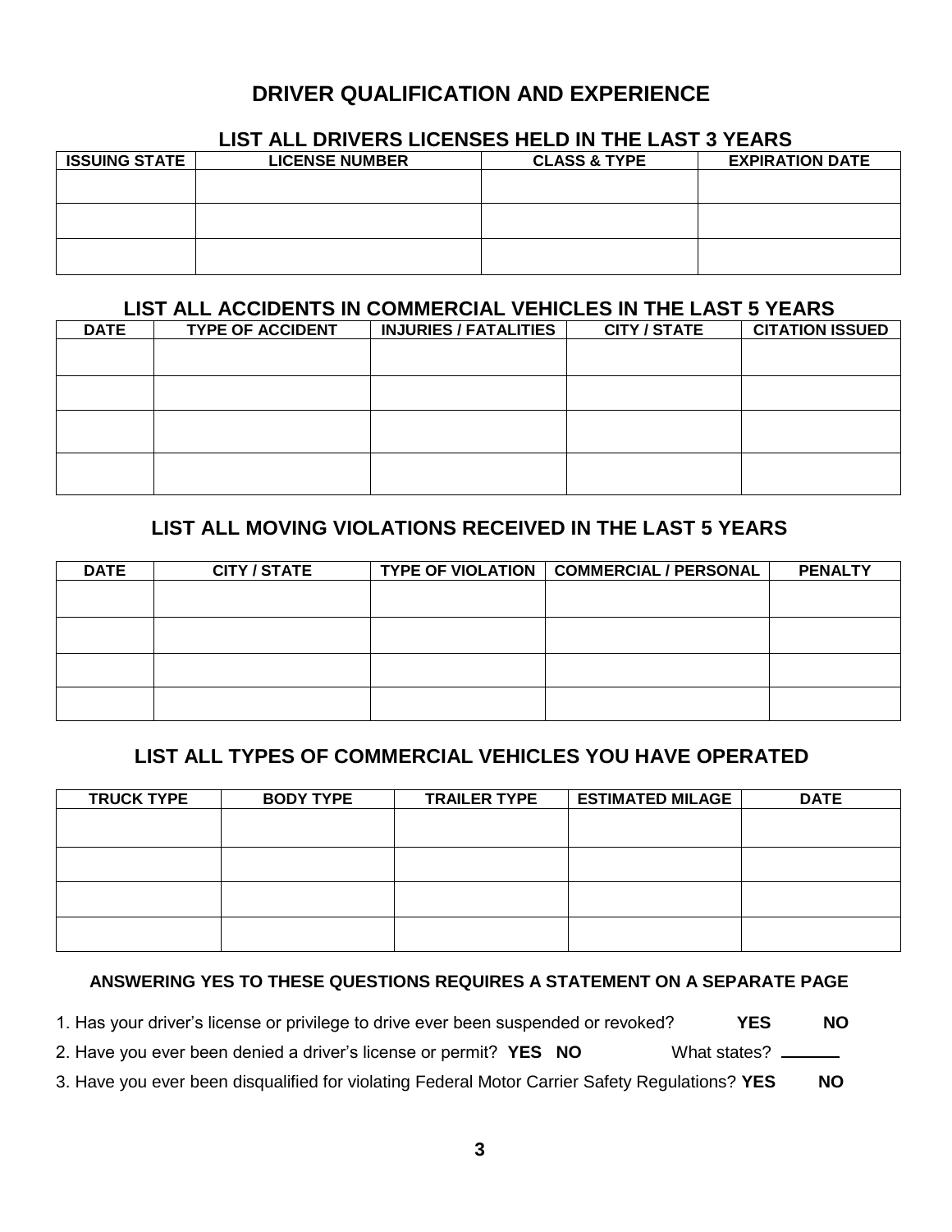# DRIVER QUALIFICATION AND EXPERIENCE

## LIST ALL DRIVERS LICENSES HELD IN THE LAST 3 YEARS

| ISSUING STATE | LICENSE NUMBER | CLASS & TYPE | EXPIRATION DATE |
|---|---|---|---|
| | | | |
| | | | |
| | | | |

## LIST ALL ACCIDENTS IN COMMERCIAL VEHICLES IN THE LAST 5 YEARS

| DATE | TYPE OF ACCIDENT | INJURIES / FATALITIES | CITY / STATE | CITATION ISSUED |
|---|---|---|---|---|
| | | | | |
| | | | | |
| | | | | |
| | | | | |

## LIST ALL MOVING VIOLATIONS RECEIVED IN THE LAST 5 YEARS

| DATE | CITY / STATE | TYPE OF VIOLATION | COMMERCIAL / PERSONAL | PENALTY |
|---|---|---|---|---|
| | | | | |
| | | | | |
| | | | | |
| | | | | |

## LIST ALL TYPES OF COMMERCIAL VEHICLES YOU HAVE OPERATED

| TRUCK TYPE | BODY TYPE | TRAILER TYPE | ESTIMATED MILAGE | DATE |
|---|---|---|---|---|
| | | | | |
| | | | | |
| | | | | |
| | | | | |

**ANSWERING YES TO THESE QUESTIONS REQUIRES A STATEMENT ON A SEPARATE PAGE**

1. Has your driver's license or privilege to drive ever been suspended or revoked? **YES** **NO**
2. Have you ever been denied a driver's license or permit? **YES** **NO** What states? ______
3. Have you ever been disqualified for violating Federal Motor Carrier Safety Regulations? **YES** **NO**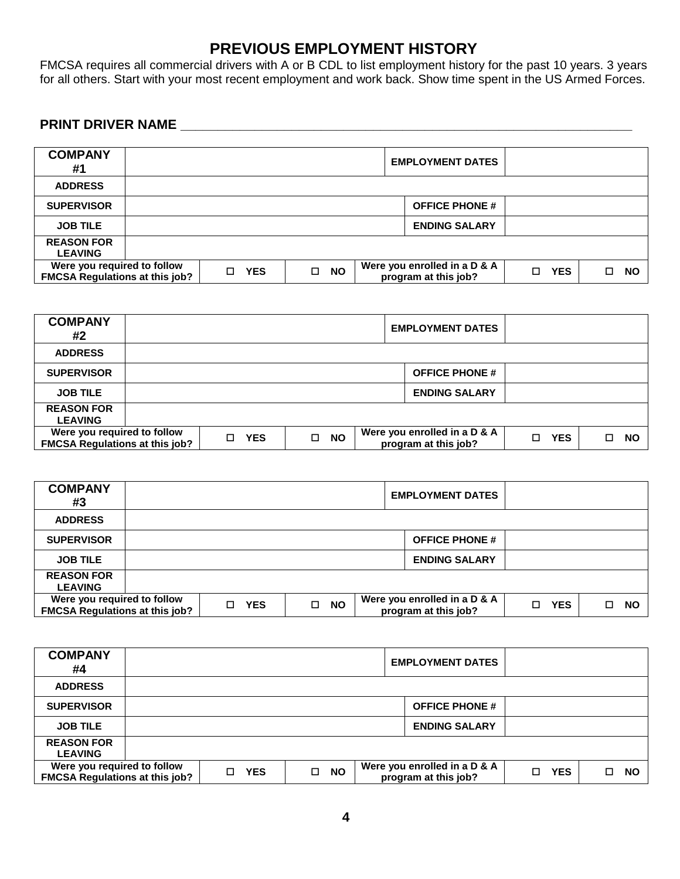# PREVIOUS EMPLOYMENT HISTORY

FMCSA requires all commercial drivers with A or B CDL to list employment history for the past 10 years. 3 years for all others. Start with your most recent employment and work back. Show time spent in the US Armed Forces.

**PRINT DRIVER NAME** ___________________________________________________________________

| **COMPANY #1** | | | | **EMPLOYMENT DATES** | | |
|---|---|---|---|---|---|---|
| **ADDRESS** | | | | | | |
| **SUPERVISOR** | | | | **OFFICE PHONE #** | | |
| **JOB TILE** | | | | **ENDING SALARY** | | |
| **REASON FOR LEAVING** | | | | | | |
| **Were you required to follow FMCSA Regulations at this job?** | ☐ **YES** | ☐ **NO** | **Were you enrolled in a D & A program at this job?** | | ☐ **YES** | ☐ **NO** |

| **COMPANY #2** | | | | **EMPLOYMENT DATES** | | |
|---|---|---|---|---|---|---|
| **ADDRESS** | | | | | | |
| **SUPERVISOR** | | | | **OFFICE PHONE #** | | |
| **JOB TILE** | | | | **ENDING SALARY** | | |
| **REASON FOR LEAVING** | | | | | | |
| **Were you required to follow FMCSA Regulations at this job?** | ☐ **YES** | ☐ **NO** | **Were you enrolled in a D & A program at this job?** | | ☐ **YES** | ☐ **NO** |

| **COMPANY #3** | | | | **EMPLOYMENT DATES** | | |
|---|---|---|---|---|---|---|
| **ADDRESS** | | | | | | |
| **SUPERVISOR** | | | | **OFFICE PHONE #** | | |
| **JOB TILE** | | | | **ENDING SALARY** | | |
| **REASON FOR LEAVING** | | | | | | |
| **Were you required to follow FMCSA Regulations at this job?** | ☐ **YES** | ☐ **NO** | **Were you enrolled in a D & A program at this job?** | | ☐ **YES** | ☐ **NO** |

| **COMPANY #4** | | | | **EMPLOYMENT DATES** | | |
|---|---|---|---|---|---|---|
| **ADDRESS** | | | | | | |
| **SUPERVISOR** | | | | **OFFICE PHONE #** | | |
| **JOB TILE** | | | | **ENDING SALARY** | | |
| **REASON FOR LEAVING** | | | | | | |
| **Were you required to follow FMCSA Regulations at this job?** | ☐ **YES** | ☐ **NO** | **Were you enrolled in a D & A program at this job?** | | ☐ **YES** | ☐ **NO** |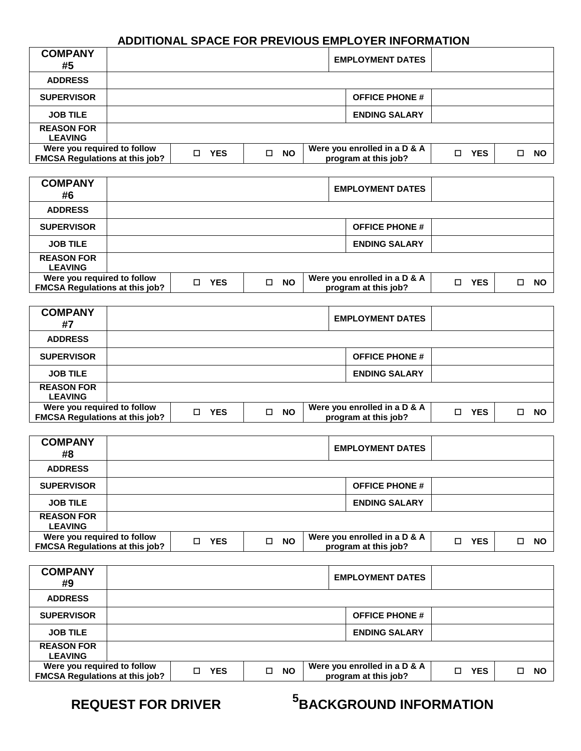## ADDITIONAL SPACE FOR PREVIOUS EMPLOYER INFORMATION

| COMPANY #5 | | | | EMPLOYMENT DATES | | |
|---|---|---|---|---|---|---|
| ADDRESS | | | | | | |
| SUPERVISOR | | | | OFFICE PHONE # | | |
| JOB TILE | | | | ENDING SALARY | | |
| REASON FOR LEAVING | | | | | | |
| Were you required to follow FMCSA Regulations at this job? | ☐ YES | ☐ NO | | Were you enrolled in a D & A program at this job? | ☐ YES | ☐ NO |

| COMPANY #6 | | | | EMPLOYMENT DATES | | |
|---|---|---|---|---|---|---|
| ADDRESS | | | | | | |
| SUPERVISOR | | | | OFFICE PHONE # | | |
| JOB TILE | | | | ENDING SALARY | | |
| REASON FOR LEAVING | | | | | | |
| Were you required to follow FMCSA Regulations at this job? | ☐ YES | ☐ NO | | Were you enrolled in a D & A program at this job? | ☐ YES | ☐ NO |

| COMPANY #7 | | | | EMPLOYMENT DATES | | |
|---|---|---|---|---|---|---|
| ADDRESS | | | | | | |
| SUPERVISOR | | | | OFFICE PHONE # | | |
| JOB TILE | | | | ENDING SALARY | | |
| REASON FOR LEAVING | | | | | | |
| Were you required to follow FMCSA Regulations at this job? | ☐ YES | ☐ NO | | Were you enrolled in a D & A program at this job? | ☐ YES | ☐ NO |

| COMPANY #8 | | | | EMPLOYMENT DATES | | |
|---|---|---|---|---|---|---|
| ADDRESS | | | | | | |
| SUPERVISOR | | | | OFFICE PHONE # | | |
| JOB TILE | | | | ENDING SALARY | | |
| REASON FOR LEAVING | | | | | | |
| Were you required to follow FMCSA Regulations at this job? | ☐ YES | ☐ NO | | Were you enrolled in a D & A program at this job? | ☐ YES | ☐ NO |

| COMPANY #9 | | | | EMPLOYMENT DATES | | |
|---|---|---|---|---|---|---|
| ADDRESS | | | | | | |
| SUPERVISOR | | | | OFFICE PHONE # | | |
| JOB TILE | | | | ENDING SALARY | | |
| REASON FOR LEAVING | | | | | | |
| Were you required to follow FMCSA Regulations at this job? | ☐ YES | ☐ NO | | Were you enrolled in a D & A program at this job? | ☐ YES | ☐ NO |

## REQUEST FOR DRIVER BACKGROUND INFORMATION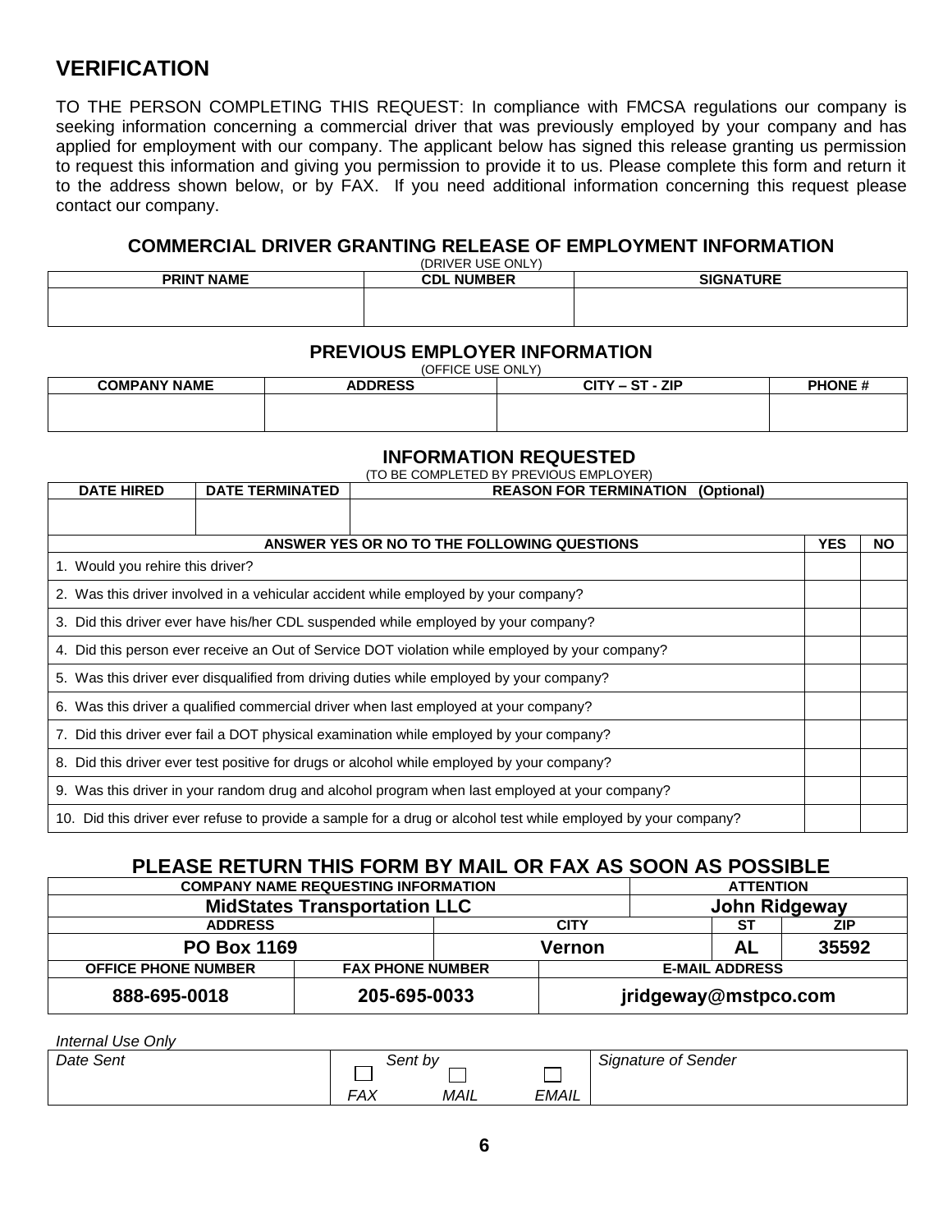## VERIFICATION

TO THE PERSON COMPLETING THIS REQUEST: In compliance with FMCSA regulations our company is seeking information concerning a commercial driver that was previously employed by your company and has applied for employment with our company. The applicant below has signed this release granting us permission to request this information and giving you permission to provide it to us. Please complete this form and return it to the address shown below, or by FAX. If you need additional information concerning this request please contact our company.

### COMMERCIAL DRIVER GRANTING RELEASE OF EMPLOYMENT INFORMATION

(DRIVER USE ONLY)

| PRINT NAME | CDL NUMBER | SIGNATURE |
|---|---|---|
| | | |

### PREVIOUS EMPLOYER INFORMATION

(OFFICE USE ONLY)

| COMPANY NAME | ADDRESS | CITY – ST - ZIP | PHONE # |
|---|---|---|---|
| | | | |

### INFORMATION REQUESTED

(TO BE COMPLETED BY PREVIOUS EMPLOYER)

| DATE HIRED | DATE TERMINATED | REASON FOR TERMINATION (Optional) |
|---|---|---|
| | | |

| ANSWER YES OR NO TO THE FOLLOWING QUESTIONS | YES | NO |
|---|---|---|
| 1. Would you rehire this driver? | | |
| 2. Was this driver involved in a vehicular accident while employed by your company? | | |
| 3. Did this driver ever have his/her CDL suspended while employed by your company? | | |
| 4. Did this person ever receive an Out of Service DOT violation while employed by your company? | | |
| 5. Was this driver ever disqualified from driving duties while employed by your company? | | |
| 6. Was this driver a qualified commercial driver when last employed at your company? | | |
| 7. Did this driver ever fail a DOT physical examination while employed by your company? | | |
| 8. Did this driver ever test positive for drugs or alcohol while employed by your company? | | |
| 9. Was this driver in your random drug and alcohol program when last employed at your company? | | |
| 10. Did this driver ever refuse to provide a sample for a drug or alcohol test while employed by your company? | | |

### PLEASE RETURN THIS FORM BY MAIL OR FAX AS SOON AS POSSIBLE

| COMPANY NAME REQUESTING INFORMATION | | ATTENTION | |
|---|---|---|---|
| **MidStates Transportation LLC** | | **John Ridgeway** | |
| **ADDRESS** | **CITY** | **ST** | **ZIP** |
| **PO Box 1169** | **Vernon** | **AL** | **35592** |
| **OFFICE PHONE NUMBER** | **FAX PHONE NUMBER** | **E-MAIL ADDRESS** | |
| **888-695-0018** | **205-695-0033** | **jridgeway@mstpco.com** | |

*Internal Use Only*

| *Date Sent* | *Sent by* ☐ *FAX* ☐ *MAIL* ☐ *EMAIL* | *Signature of Sender* |
|---|---|---|
| | | |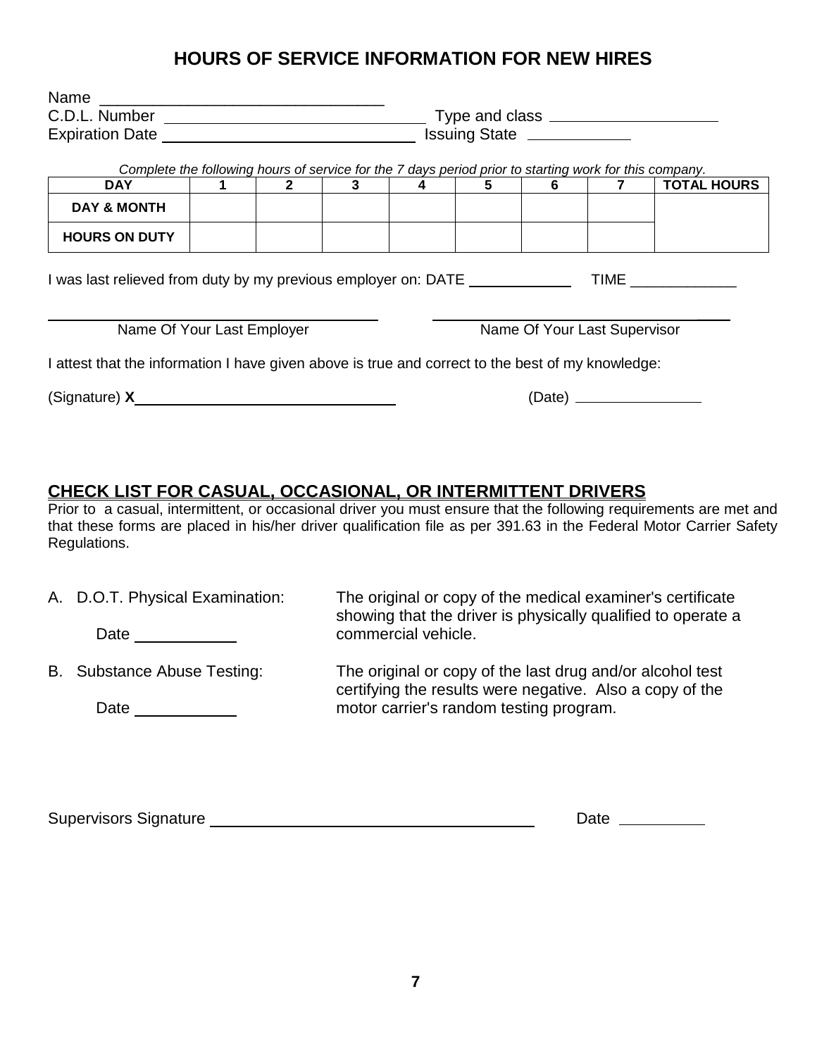# HOURS OF SERVICE INFORMATION FOR NEW HIRES

Name \_\_\_\_\_\_\_\_\_\_\_\_\_\_\_\_\_\_\_\_\_\_\_\_\_\_\_\_\_\_\_\_

C.D.L. Number \_\_\_\_\_\_\_\_\_\_\_\_\_\_\_\_\_\_\_\_\_\_\_\_\_\_\_\_ Type and class \_\_\_\_\_\_\_\_\_\_\_\_\_\_\_\_\_\_\_

Expiration Date \_\_\_\_\_\_\_\_\_\_\_\_\_\_\_\_\_\_\_\_\_\_\_\_\_\_\_\_ Issuing State \_\_\_\_\_\_\_\_\_\_\_

*Complete the following hours of service for the 7 days period prior to starting work for this company.*

| DAY | 1 | 2 | 3 | 4 | 5 | 6 | 7 | TOTAL HOURS |
|---|---|---|---|---|---|---|---|---|
| DAY & MONTH | | | | | | | | |
| HOURS ON DUTY | | | | | | | | |

I was last relieved from duty by my previous employer on: DATE \_\_\_\_\_\_\_\_\_\_\_\_ TIME \_\_\_\_\_\_\_\_\_\_\_\_

\_\_\_\_\_\_\_\_\_\_\_\_\_\_\_\_\_\_\_\_\_\_\_\_\_\_\_\_\_\_ \_\_\_\_\_\_\_\_\_\_\_\_\_\_\_\_\_\_\_\_\_\_\_\_\_\_\_\_\_\_

Name Of Your Last Employer Name Of Your Last Supervisor

I attest that the information I have given above is true and correct to the best of my knowledge:

(Signature) **X**\_\_\_\_\_\_\_\_\_\_\_\_\_\_\_\_\_\_\_\_\_\_\_\_\_\_\_\_\_\_ (Date) \_\_\_\_\_\_\_\_\_\_\_\_\_\_

## CHECK LIST FOR CASUAL, OCCASIONAL, OR INTERMITTENT DRIVERS

Prior to a casual, intermittent, or occasional driver you must ensure that the following requirements are met and that these forms are placed in his/her driver qualification file as per 391.63 in the Federal Motor Carrier Safety Regulations.

A. D.O.T. Physical Examination: The original or copy of the medical examiner's certificate showing that the driver is physically qualified to operate a commercial vehicle.

Date \_\_\_\_\_\_\_\_\_\_\_

B. Substance Abuse Testing: The original or copy of the last drug and/or alcohol test certifying the results were negative. Also a copy of the motor carrier's random testing program.

Date \_\_\_\_\_\_\_\_\_\_\_

Supervisors Signature \_\_\_\_\_\_\_\_\_\_\_\_\_\_\_\_\_\_\_\_\_\_\_\_\_\_\_\_\_\_\_\_\_\_\_ Date \_\_\_\_\_\_\_\_\_\_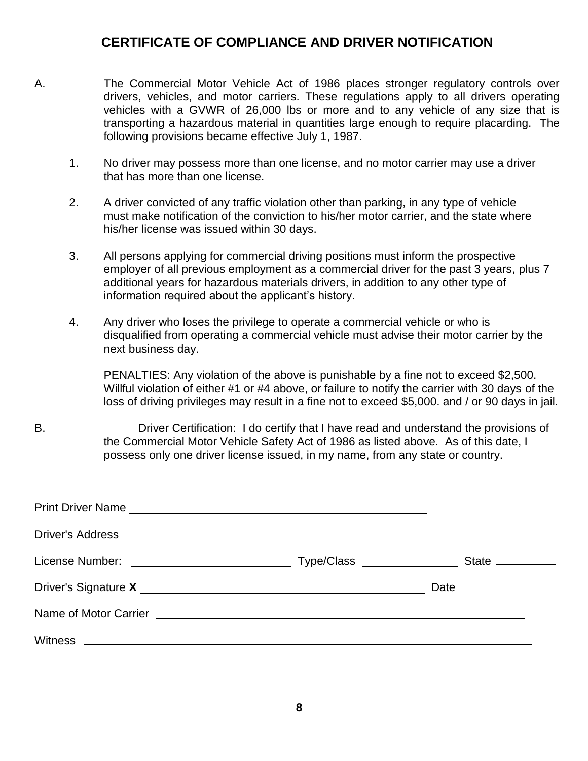# CERTIFICATE OF COMPLIANCE AND DRIVER NOTIFICATION

A. The Commercial Motor Vehicle Act of 1986 places stronger regulatory controls over drivers, vehicles, and motor carriers. These regulations apply to all drivers operating vehicles with a GVWR of 26,000 lbs or more and to any vehicle of any size that is transporting a hazardous material in quantities large enough to require placarding. The following provisions became effective July 1, 1987.

1. No driver may possess more than one license, and no motor carrier may use a driver that has more than one license.

2. A driver convicted of any traffic violation other than parking, in any type of vehicle must make notification of the conviction to his/her motor carrier, and the state where his/her license was issued within 30 days.

3. All persons applying for commercial driving positions must inform the prospective employer of all previous employment as a commercial driver for the past 3 years, plus 7 additional years for hazardous materials drivers, in addition to any other type of information required about the applicant's history.

4. Any driver who loses the privilege to operate a commercial vehicle or who is disqualified from operating a commercial vehicle must advise their motor carrier by the next business day.

PENALTIES: Any violation of the above is punishable by a fine not to exceed $2,500. Willful violation of either #1 or #4 above, or failure to notify the carrier with 30 days of the loss of driving privileges may result in a fine not to exceed $5,000. and / or 90 days in jail.

B. Driver Certification: I do certify that I have read and understand the provisions of the Commercial Motor Vehicle Safety Act of 1986 as listed above. As of this date, I possess only one driver license issued, in my name, from any state or country.

Print Driver Name ______________________________

Driver's Address ______________________________

License Number: ______________ Type/Class ______________ State __________

Driver's Signature **X** ______________________________ Date ______________

Name of Motor Carrier ______________________________

Witness ______________________________